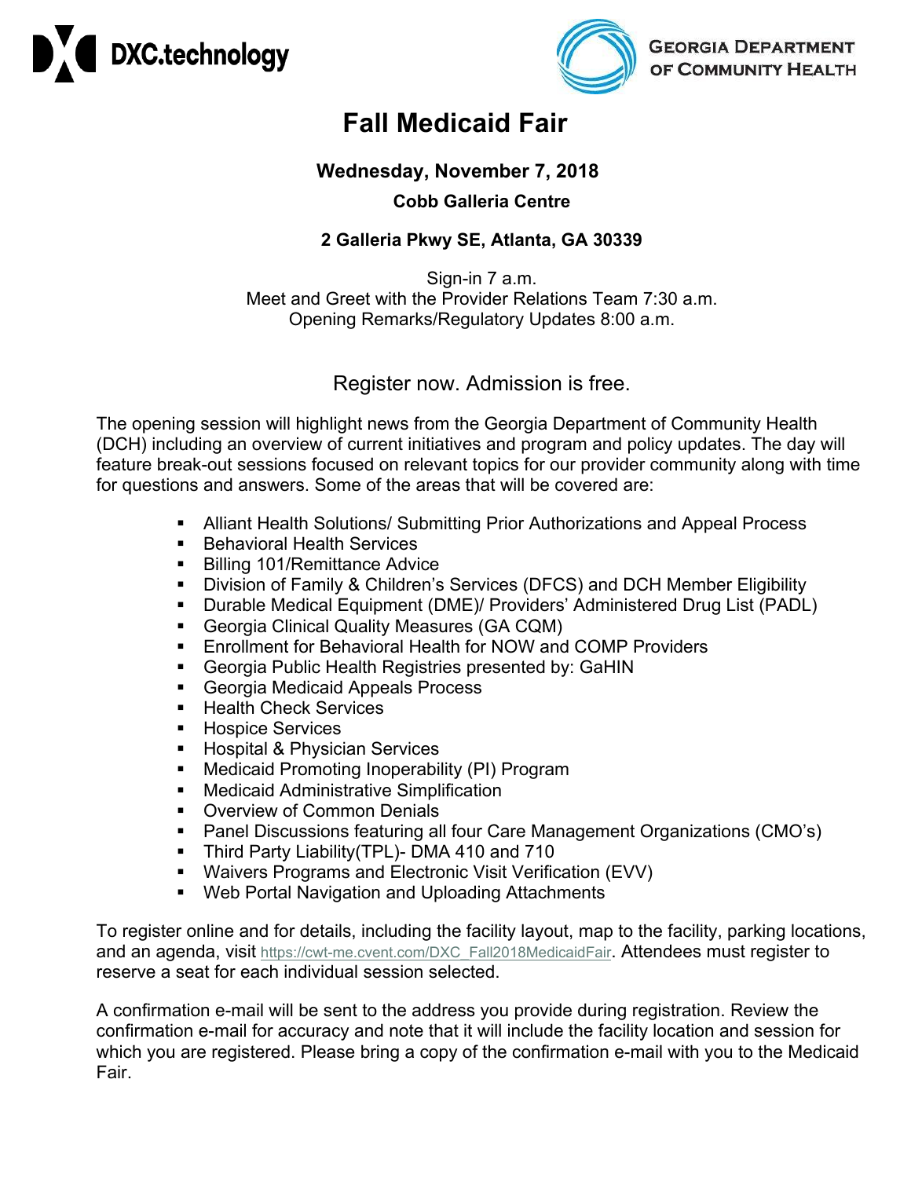DXC.technology

GEORGIA DEPARTMENT OF COMMUNITY HEALTH

# Fall Medicaid Fair

**Wednesday, November 7, 2018**

**Cobb Galleria Centre**

**2 Galleria Pkwy SE, Atlanta, GA 30339**

Sign-in 7 a.m.
Meet and Greet with the Provider Relations Team 7:30 a.m.
Opening Remarks/Regulatory Updates 8:00 a.m.

Register now. Admission is free.

The opening session will highlight news from the Georgia Department of Community Health (DCH) including an overview of current initiatives and program and policy updates. The day will feature break-out sessions focused on relevant topics for our provider community along with time for questions and answers. Some of the areas that will be covered are:

- Alliant Health Solutions/ Submitting Prior Authorizations and Appeal Process
- Behavioral Health Services
- Billing 101/Remittance Advice
- Division of Family & Children's Services (DFCS) and DCH Member Eligibility
- Durable Medical Equipment (DME)/ Providers' Administered Drug List (PADL)
- Georgia Clinical Quality Measures (GA CQM)
- Enrollment for Behavioral Health for NOW and COMP Providers
- Georgia Public Health Registries presented by: GaHIN
- Georgia Medicaid Appeals Process
- Health Check Services
- Hospice Services
- Hospital & Physician Services
- Medicaid Promoting Inoperability (PI) Program
- Medicaid Administrative Simplification
- Overview of Common Denials
- Panel Discussions featuring all four Care Management Organizations (CMO's)
- Third Party Liability(TPL)- DMA 410 and 710
- Waivers Programs and Electronic Visit Verification (EVV)
- Web Portal Navigation and Uploading Attachments

To register online and for details, including the facility layout, map to the facility, parking locations, and an agenda, visit https://cwt-me.cvent.com/DXC_Fall2018MedicaidFair. Attendees must register to reserve a seat for each individual session selected.

A confirmation e-mail will be sent to the address you provide during registration. Review the confirmation e-mail for accuracy and note that it will include the facility location and session for which you are registered. Please bring a copy of the confirmation e-mail with you to the Medicaid Fair.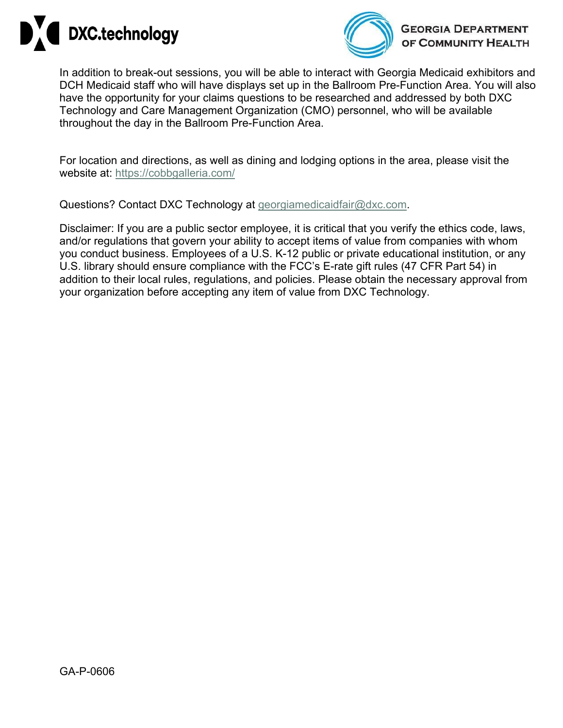In addition to break-out sessions, you will be able to interact with Georgia Medicaid exhibitors and DCH Medicaid staff who will have displays set up in the Ballroom Pre-Function Area. You will also have the opportunity for your claims questions to be researched and addressed by both DXC Technology and Care Management Organization (CMO) personnel, who will be available throughout the day in the Ballroom Pre-Function Area.

For location and directions, as well as dining and lodging options in the area, please visit the website at: https://cobbgalleria.com/

Questions? Contact DXC Technology at georgiamedicaidfair@dxc.com.

Disclaimer: If you are a public sector employee, it is critical that you verify the ethics code, laws, and/or regulations that govern your ability to accept items of value from companies with whom you conduct business. Employees of a U.S. K-12 public or private educational institution, or any U.S. library should ensure compliance with the FCC's E-rate gift rules (47 CFR Part 54) in addition to their local rules, regulations, and policies. Please obtain the necessary approval from your organization before accepting any item of value from DXC Technology.

GA-P-0606